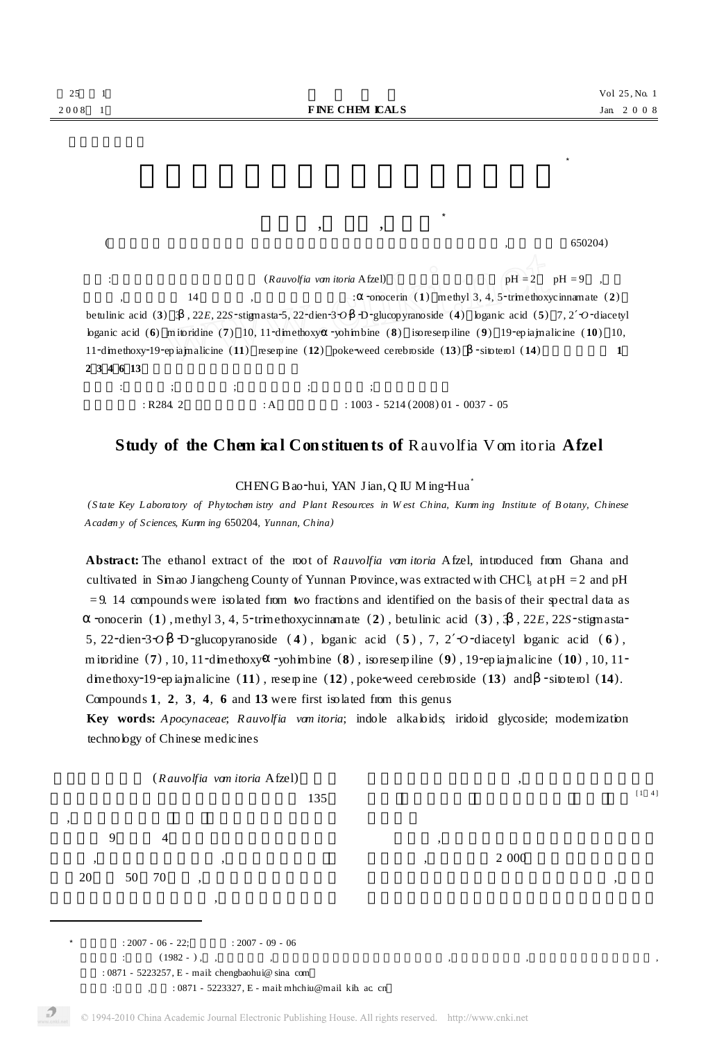# Study of the Chemical Constituents of *Rauvolfia Vomitoria* Afzel

( , 650204)

: (*Rauvolfia vomitoria* Afzel) pH = 2 pH = 9 , , 14 , , :α-onocerin (**1**) methyl 3, 4, 5-trimethoxycinnamate (**2**) betulinic acid (**3**) 3β, 22*E*, 22*S*-stigmasta-5, 22-dien-3-*O*-β-D-glucopyranoside (**4**) loganic acid (**5**) 7, 2′-*O*-diacetyl loganic acid (**6**) mitoridine (**7**) 10, 11-dimethoxy-α-yohimbine (**8**) isoreserpiline (**9**) 19-epiajmalicine (**10**) 10, 11-dimethoxy-19-epiajmalicine (**11**) reserpine (**12**) poke-weed cerebroside (**13**) β-sitoterol (**14**) **1** **2** **3** **4** **6** **13**

: ; ; ; ;

: R284.2 : A : 1003 - 5214 (2008) 01 - 0037 - 05

## Study of the Chemical Constituents of *Rauvolfia Vomitoria* Afzel

CHENG Bao-hui, YAN Jian, QIU Ming-Hua*

*(State Key Laboratory of Phytochemistry and Plant Resources in West China, Kunming Institute of Botany, Chinese Academy of Sciences, Kunming 650204, Yunnan, China)*

**Abstract:** The ethanol extract of the root of *Rauvolfia vomitoria* Afzel, introduced from Ghana and cultivated in Simao Jiangcheng County of Yunnan Province, was extracted with $CHCl_3$ at pH = 2 and pH = 9. 14 compounds were isolated from two fractions and identified on the basis of their spectral data as α-onocerin (**1**), methyl 3, 4, 5-trimethoxycinnamate (**2**), betulinic acid (**3**), 3β, 22*E*, 22*S*-stigmasta-5, 22-dien-3-*O*-β-D-glucopyranoside (**4**), loganic acid (**5**), 7, 2′-*O*-diacetyl loganic acid (**6**), mitoridine (**7**), 10, 11-dimethoxy-α-yohimbine (**8**), isoreserpiline (**9**), 19-epiajmalicine (**10**), 10, 11-dimethoxy-19-epiajmalicine (**11**), reserpine (**12**), poke-weed cerebroside (**13**) and β-sitoterol (**14**). Compounds **1**, **2**, **3**, **4**, **6** and **13** were first isolated from this genus.

**Key words:** *Apocynaceae*; *Rauvolfia vomitoria*; indole alkaloids; iridoid glycoside; modernization technology of Chinese medicines

(*Rauvolfia vomitoria* Afzel) 135 , 9 4 , , 20 50 70 , ,

, [1-4] , , 2 000 ,

---

\* : 2007 - 06 - 22; : 2007 - 09 - 06

: (1982 - ), , , , , : 0871 - 5223257, E - mail: chengbaohui@sina.com

: , : 0871 - 5223327, E - mail: mhchiu@mail.kib.ac.cn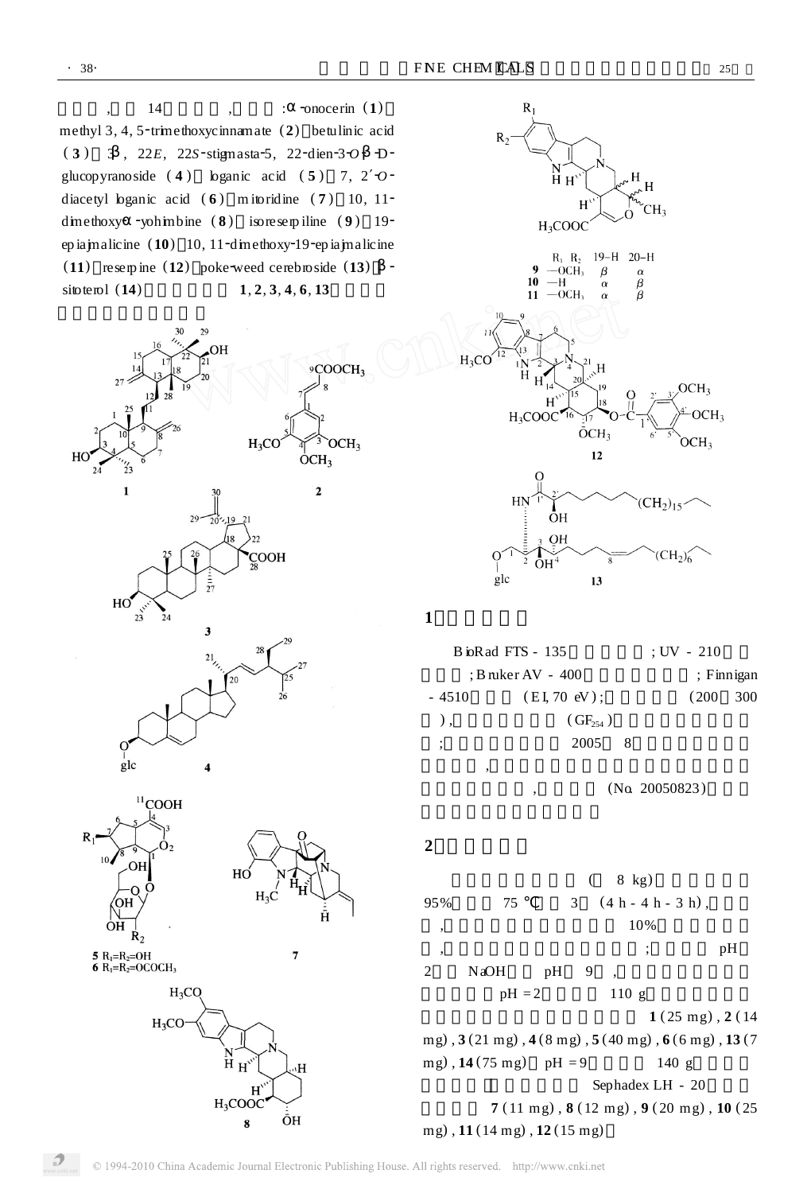, 14 , :α-onocerin (**1**) methyl 3, 4, 5-trimethoxycinnamate (**2**) betulinic acid (**3**) 3β, 22*E*, 22*S*-stigmasta-5, 22-dien-3-*O*-β-D-glucopyranoside (**4**) loganic acid (**5**) 7, 2′-*O*-diacetyl loganic acid (**6**) mitoridine (**7**) 10, 11-dimethoxy-α-yohimbine (**8**) isoreserpiline (**9**) 19-epiajmalicine (**10**) 10, 11-dimethoxy-19-epiajmalicine (**11**) reserpine (**12**) poke-weed cerebroside (**13**) β-sitoterol (**14**) **1**, **2**, **3**, **4**, **6**, **13**

| | $R_1$ | $R_2$ | 19-H | 20-H |
|---|---|---|---|---|
| **9** | $-OCH_3$ | | β | α |
| **10** | $-H$ | | α | β |
| **11** | $-OCH_3$ | | α | β |

## 1

BioRad FTS-135 ; UV-210 ; Bruker AV-400 ; Finnigan-4510 (EI, 70 eV); (200 300 ), ($GF_{254}$) ; 2005 8 , , (No. 20050823)

## 2

( 8 kg) 95% 75 ℃ 3 (4 h-4 h-3 h), , 10% , ; pH 2 NaOH pH 9 , pH = 2 110 g **1** (25 mg), **2** (14 mg), **3** (21 mg), **4** (8 mg), **5** (40 mg), **6** (6 mg), **13** (7 mg), **14** (75 mg) pH = 9 140 g Sephadex LH-20 **7** (11 mg), **8** (12 mg), **9** (20 mg), **10** (25 mg), **11** (14 mg), **12** (15 mg)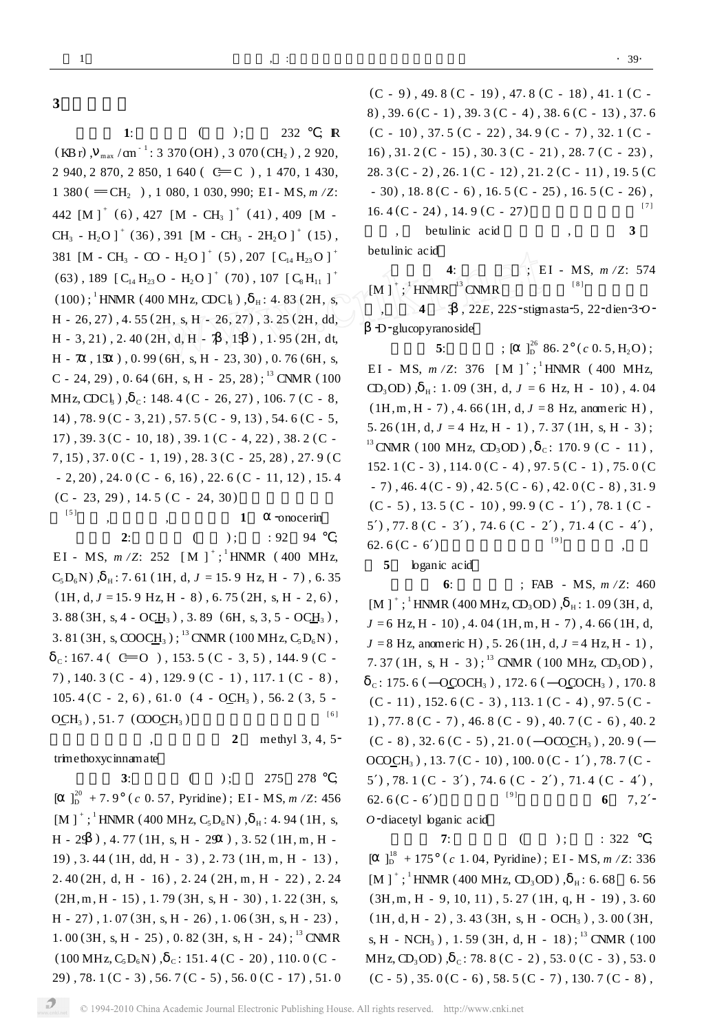## 3 结构鉴定

化合物 **1**: 白色针晶 (丙酮); mp 232 ℃; IR (KBr) , $\nu_{max}$ / $cm^{-1}$: 3 370 (OH) , 3 070 ($CH_2$) , 2 920, 2 940, 2 870, 2 850, 1 640 (C═C) , 1 470, 1 430, 1 380 (═$CH_2$) , 1 080, 1 030, 990; EI - MS, $m/Z$: 442 $[M]^+$ (6) , 427 $[M - CH_3]^+$ (41) , 409 $[M - CH_3 - H_2O]^+$ (36) , 391 $[M - CH_3 - 2H_2O]^+$ (15) , 381 $[M - CH_3 - CO - H_2O]^+$ (5) , 207 $[C_{14}H_{23}O]^+$ (63) , 189 $[C_{14}H_{23}O - H_2O]^+$ (70) , 107 $[C_8H_{11}]^+$ (100) ; $^1$HNMR (400 MHz, $CDCl_3$) , $\delta_H$: 4.83 (2H, s, H - 26, 27) , 4.55 (2H, s, H - 26, 27) , 3.25 (2H, dd, H - 3, 21) , 2.40 (2H, d, H - 7β, 15β) , 1.95 (2H, dt, H - 7α, 15α) , 0.99 (6H, s, H - 23, 30) , 0.76 (6H, s, C - 24, 29) , 0.64 (6H, s, H - 25, 28) ; $^{13}$CNMR (100 MHz, $CDCl_3$) , $\delta_C$: 148.4 (C - 26, 27) , 106.7 (C - 8, 14) , 78.9 (C - 3, 21) , 57.5 (C - 9, 13) , 54.6 (C - 5, 17) , 39.3 (C - 10, 18) , 39.1 (C - 4, 22) , 38.2 (C - 7, 15) , 37.0 (C - 1, 19) , 28.3 (C - 25, 28) , 27.9 (C - 2, 20) , 24.0 (C - 6, 16) , 22.6 (C - 11, 12) , 15.4 (C - 23, 29) , 14.5 (C - 24, 30) 。以上数据与文献[5]对照, 基本一致, 故鉴定化合物 **1** 为 α-onocerin。

化合物 **2**: 白色针晶 (丙酮); mp: 92 ~ 94 ℃; EI - MS, $m/Z$: 252 $[M]^+$; $^1$HNMR (400 MHz, $C_5D_5N$) , $\delta_H$: 7.61 (1H, d, $J$ = 15.9 Hz, H - 7) , 6.35 (1H, d, $J$ = 15.9 Hz, H - 8) , 6.75 (2H, s, H - 2, 6) , 3.88 (3H, s, 4 - O$\underline{CH_3}$) , 3.89 (6H, s, 3, 5 - O$\underline{CH_3}$) , 3.81 (3H, s, COO$\underline{CH_3}$) ; $^{13}$CNMR (100 MHz, $C_5D_5N$) , $\delta_C$: 167.4 (C═O) , 153.5 (C - 3, 5) , 144.9 (C - 7) , 140.3 (C - 4) , 129.9 (C - 1) , 117.1 (C - 8) , 105.4 (C - 2, 6) , 61.0 (4 - O$\underline{C}H_3$) , 56.2 (3, 5 - O$\underline{C}H_3$) , 51.7 (COO$\underline{C}H_3$) 。以上数据与文献[6]报道基本一致, 故鉴定化合物 **2** 为 methyl 3, 4, 5-trimethoxycinnamate。

化合物 **3**: 白色针晶 (甲醇); mp 275 ~ 278 ℃; $[\alpha]_D^{20}$ + 7.9° ($c$ 0.57, Pyridine) ; EI - MS, $m/Z$: 456 $[M]^+$; $^1$HNMR (400 MHz, $C_5D_5N$) , $\delta_H$: 4.94 (1H, s, H - 29β) , 4.77 (1H, s, H - 29α) , 3.52 (1H, m, H - 19) , 3.44 (1H, dd, H - 3) , 2.73 (1H, m, H - 13) , 2.40 (2H, d, H - 16) , 2.24 (2H, m, H - 22) , 2.24 (2H, m, H - 15) , 1.79 (3H, s, H - 30) , 1.22 (3H, s, H - 27) , 1.07 (3H, s, H - 26) , 1.06 (3H, s, H - 23) , 1.00 (3H, s, H - 25) , 0.82 (3H, s, H - 24) ; $^{13}$CNMR (100 MHz, $C_5D_5N$) , $\delta_C$: 151.4 (C - 20) , 110.0 (C - 29) , 78.1 (C - 3) , 56.7 (C - 5) , 56.0 (C - 17) , 51.0 (C - 9) , 49.8 (C - 19) , 47.8 (C - 18) , 41.1 (C - 8) , 39.6 (C - 1) , 39.3 (C - 4) , 38.6 (C - 13) , 37.6 (C - 10) , 37.5 (C - 22) , 34.9 (C - 7) , 32.1 (C - 16) , 31.2 (C - 15) , 30.3 (C - 21) , 28.7 (C - 23) , 28.3 (C - 2) , 26.1 (C - 12) , 21.2 (C - 11) , 19.5 (C - 30) , 18.8 (C - 6) , 16.5 (C - 25) , 16.5 (C - 26) , 16.4 (C - 24) , 14.9 (C - 27) 。以上数据与文献[7]对照, 与 betulinic acid 基本一致, 故鉴定 **3** 为 betulinic acid。

化合物 **4**: 白色粉末; EI - MS, $m/Z$: 574 $[M]^+$; $^1$HNMR、$^{13}$CNMR 数据与文献[8]报道一致, 故鉴定 **4** 为 3β, 22$E$, 22$S$-stigmasta-5, 22-dien-3-$O$-β-D-glucopyranoside。

化合物 **5**: 白色粉末; $[\alpha]_D^{26}$ 86.2° ($c$ 0.5, $H_2O$) ; EI - MS, $m/Z$: 376 $[M]^+$; $^1$HNMR (400 MHz, $CD_3OD$) , $\delta_H$: 1.09 (3H, d, $J$ = 6 Hz, H - 10) , 4.04 (1H, m, H - 7) , 4.66 (1H, d, $J$ = 8 Hz, anomeric H) , 5.26 (1H, d, $J$ = 4 Hz, H - 1) , 7.37 (1H, s, H - 3) ; $^{13}$CNMR (100 MHz, $CD_3OD$) , $\delta_C$: 170.9 (C - 11) , 152.1 (C - 3) , 114.0 (C - 4) , 97.5 (C - 1) , 75.0 (C - 7) , 46.4 (C - 9) , 42.5 (C - 6) , 42.0 (C - 8) , 31.9 (C - 5) , 13.5 (C - 10) , 99.9 (C - 1′) , 78.1 (C - 5′) , 77.8 (C - 3′) , 74.6 (C - 2′) , 71.4 (C - 4′) , 62.6 (C - 6′) 。以上数据与文献[9]报道一致, 故鉴定 **5** 为 loganic acid。

化合物 **6**: 白色粉末; FAB - MS, $m/Z$: 460 $[M]^+$; $^1$HNMR (400 MHz, $CD_3OD$) , $\delta_H$: 1.09 (3H, d, $J$ = 6 Hz, H - 10) , 4.04 (1H, m, H - 7) , 4.66 (1H, d, $J$ = 8 Hz, anomeric H) , 5.26 (1H, d, $J$ = 4 Hz, H - 1) , 7.37 (1H, s, H - 3) ; $^{13}$CNMR (100 MHz, $CD_3OD$) , $\delta_C$: 175.6 (—O$\underline{C}$OCH$_3$) , 172.6 (—O$\underline{C}$OCH$_3$) , 170.8 (C - 11) , 152.6 (C - 3) , 113.1 (C - 4) , 97.5 (C - 1) , 77.8 (C - 7) , 46.8 (C - 9) , 40.7 (C - 6) , 40.2 (C - 8) , 32.6 (C - 5) , 21.0 (—OCO$\underline{C}H_3$) , 20.9 (—OCO$\underline{C}H_3$) , 13.7 (C - 10) , 100.0 (C - 1′) , 78.7 (C - 5′) , 78.1 (C - 3′) , 74.6 (C - 2′) , 71.4 (C - 4′) , 62.6 (C - 6′) 。以上数据与文献[9]对照, 故鉴定 **6** 为 7, 2′-$O$-diacetyl loganic acid。

化合物 **7**: 白色针晶 (甲醇); mp: 322 ℃; $[\alpha]_D^{18}$ + 175° ($c$ 1.04, Pyridine) ; EI - MS, $m/Z$: 336 $[M]^+$; $^1$HNMR (400 MHz, $CD_3OD$) , $\delta_H$: 6.68 ~ 6.56 (3H, m, H - 9, 10, 11) , 5.27 (1H, q, H - 19) , 3.60 (1H, d, H - 2) , 3.43 (3H, s, H - $OCH_3$) , 3.00 (3H, s, H - $NCH_3$) , 1.59 (3H, d, H - 18) ; $^{13}$CNMR (100 MHz, $CD_3OD$) , $\delta_C$: 78.8 (C - 2) , 53.0 (C - 3) , 53.0 (C - 5) , 35.0 (C - 6) , 58.5 (C - 7) , 130.7 (C - 8) ,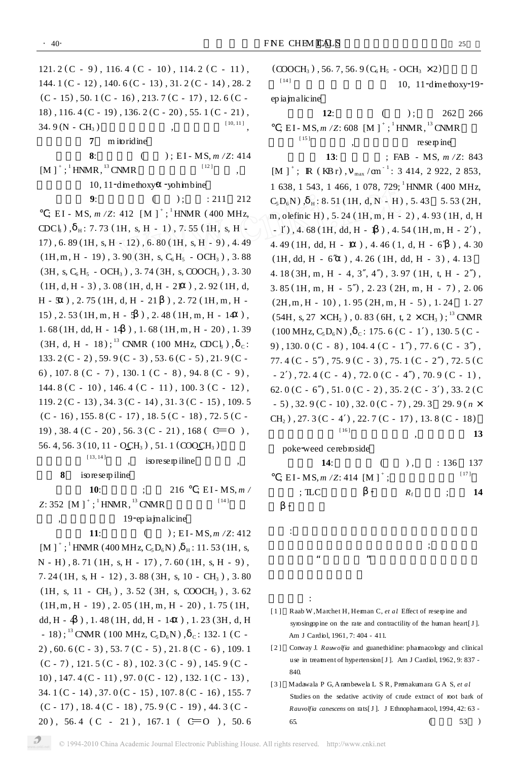121.2 (C - 9), 116.4 (C - 10), 114.2 (C - 11), 144.1 (C - 12), 140.6 (C - 13), 31.2 (C - 14), 28.2 (C - 15), 50.1 (C - 16), 213.7 (C - 17), 12.6 (C - 18), 116.4 (C - 19), 136.2 (C - 20), 55.1 (C - 21), 34.9 ($N - CH_3$) ，[10, 11]，7 mitoridine

8: ( ); EI - MS, $m/Z$: 414 $[M]^+$; $^1$HNMR, $^{13}$CNMR [12] ，10, 11-dimethoxy$\alpha$-yohimbine

9: ( ); : 211 212 ℃; EI - MS, $m/Z$: 412 $[M]^+$; $^1$HNMR (400 MHz, $CDCl_3$), $\delta_H$: 7.73 (1H, s, H - 1), 7.55 (1H, s, H - 17), 6.89 (1H, s, H - 12), 6.80 (1H, s, H - 9), 4.49 (1H, m, H - 19), 3.90 (3H, s, $C_6H_5 - OCH_3$), 3.88 (3H, s, $C_6H_5 - OCH_3$), 3.74 (3H, s, $COOCH_3$), 3.30 (1H, d, H - 3), 3.08 (1H, d, H - 21$\alpha$), 2.92 (1H, d, H - 5$\alpha$), 2.75 (1H, d, H - 21$\beta$), 2.72 (1H, m, H - 15), 2.53 (1H, m, H - 5$\beta$), 2.48 (1H, m, H - 14$\alpha$), 1.68 (1H, dd, H - 14$\beta$), 1.68 (1H, m, H - 20), 1.39 (3H, d, H - 18); $^{13}$CNMR (100 MHz, $CDCl_3$), $\delta_C$: 133.2 (C - 2), 59.9 (C - 3), 53.6 (C - 5), 21.9 (C - 6), 107.8 (C - 7), 130.1 (C - 8), 94.8 (C - 9), 144.8 (C - 10), 146.4 (C - 11), 100.3 (C - 12), 119.2 (C - 13), 34.3 (C - 14), 31.3 (C - 15), 109.5 (C - 16), 155.8 (C - 17), 18.5 (C - 18), 72.5 (C - 19), 38.4 (C - 20), 56.3 (C - 21), 168 (C=O), 56.4, 56.3 (10, 11 - O$C$H$_3$), 51.1 (COO$C$H$_3$) [13, 14] ，isoreserpiline ，8 isoreserpiline

10: ; 216 ℃; EI - MS, $m/Z$: 352 $[M]^+$; $^1$HNMR, $^{13}$CNMR [14] ，19-epiajmalicine

11: ( ); EI - MS, $m/Z$: 412 $[M]^+$; $^1$HNMR (400 MHz, $C_5D_5N$), $\delta_H$: 11.53 (1H, s, N - H), 8.71 (1H, s, H - 17), 7.60 (1H, s, H - 9), 7.24 (1H, s, H - 12), 3.88 (3H, s, 10 - $CH_3$), 3.80 (1H, s, 11 - $CH_3$), 3.52 (3H, s, $COOCH_3$), 3.62 (1H, m, H - 19), 2.05 (1H, m, H - 20), 1.75 (1H, dd, H - $\beta$), 1.48 (1H, dd, H - 14$\alpha$), 1.23 (3H, d, H - 18); $^{13}$CNMR (100 MHz, $C_5D_5N$), $\delta_C$: 132.1 (C - 2), 60.6 (C - 3), 53.7 (C - 5), 21.8 (C - 6), 109.1 (C - 7), 121.5 (C - 8), 102.3 (C - 9), 145.9 (C - 10), 147.4 (C - 11), 97.0 (C - 12), 132.1 (C - 13), 34.1 (C - 14), 37.0 (C - 15), 107.8 (C - 16), 155.7 (C - 17), 18.4 (C - 18), 75.9 (C - 19), 44.3 (C - 20), 56.4 (C - 21), 167.1 (C=O), 50.6 ($COOCH_3$), 56.7, 56.9 ($C_6H_5 - OCH_3$ × 2) [14] 10, 11-dimethoxy-19-epiajmalicine

12: ( ); 262 266 ℃; EI - MS, $m/Z$: 608 $[M]^+$; $^1$HNMR, $^{13}$CNMR [15] ，reserpine

13: ; FAB - MS, $m/Z$: 843 $[M]^+$; IR (KBr), $\nu_{max}$/cm$^{-1}$: 3 414, 2 922, 2 853, 1 638, 1 543, 1 466, 1 078, 729; $^1$HNMR (400 MHz, $C_5D_5N$), $\delta_H$: 8.51 (1H, d, N - H), 5.43 5.53 (2H, m, olefinic H), 5.24 (1H, m, H - 2), 4.93 (1H, d, H - 1′), 4.68 (1H, dd, H - 1$\beta$), 4.54 (1H, m, H - 2′), 4.49 (1H, dd, H - 1$\alpha$), 4.46 (1, d, H - 6″$\beta$), 4.30 (1H, dd, H - 6″$\alpha$), 4.26 (1H, dd, H - 3), 4.13 4.18 (3H, m, H - 4, 3″, 4″), 3.97 (1H, t, H - 2″), 3.85 (1H, m, H - 5″), 2.23 (2H, m, H - 7), 2.06 (2H, m, H - 10), 1.95 (2H, m, H - 5), 1.24 1.27 (54H, s, 27 × $CH_2$), 0.83 (6H, t, 2 × $CH_3$); $^{13}$CNMR (100 MHz, $C_5D_5N$), $\delta_C$: 175.6 (C - 1′), 130.5 (C - 9), 130.0 (C - 8), 104.4 (C - 1″), 77.6 (C - 3″), 77.4 (C - 5″), 75.9 (C - 3), 75.1 (C - 2″), 72.5 (C - 2′), 72.4 (C - 4), 72.0 (C - 4″), 70.9 (C - 1), 62.0 (C - 6″), 51.0 (C - 2), 35.2 (C - 3′), 33.2 (C - 5), 32.9 (C - 10), 32.0 (C - 7), 29.3 29.9 ($n$ × $CH_2$), 27.3 (C - 4′), 22.7 (C - 17), 13.8 (C - 18) [16] ，13 poke-weed cerebroside

14: ( ), : 136 137 ℃; EI - MS, $m/Z$: 414 $[M]^+$; [17] ; TLC $\beta$- $R_f$ ; 14 $\beta$-

:

;

“ ”

:

[1] Raab W, Marchet H, Herman C, *et al*. Effect of reserpine and syrosingopine on the rate and contractility of the human heart[J]. Am J Cardiol, 1961, 7: 404 - 411.

[2] Conway J. *Rauwolfia* and guanethidine: pharmacology and clinical use in treatment of hypertension[J]. Am J Cardiol, 1962, 9: 837 - 840.

[3] Madawala P G, Arambewela L S R, Premakumara G A S, *et al*. Studies on the sedative activity of crude extract of root bark of *Rauvolfia canescens* on rats[J]. J Ethnopharmacol, 1994, 42: 63 - 65.

( 53 )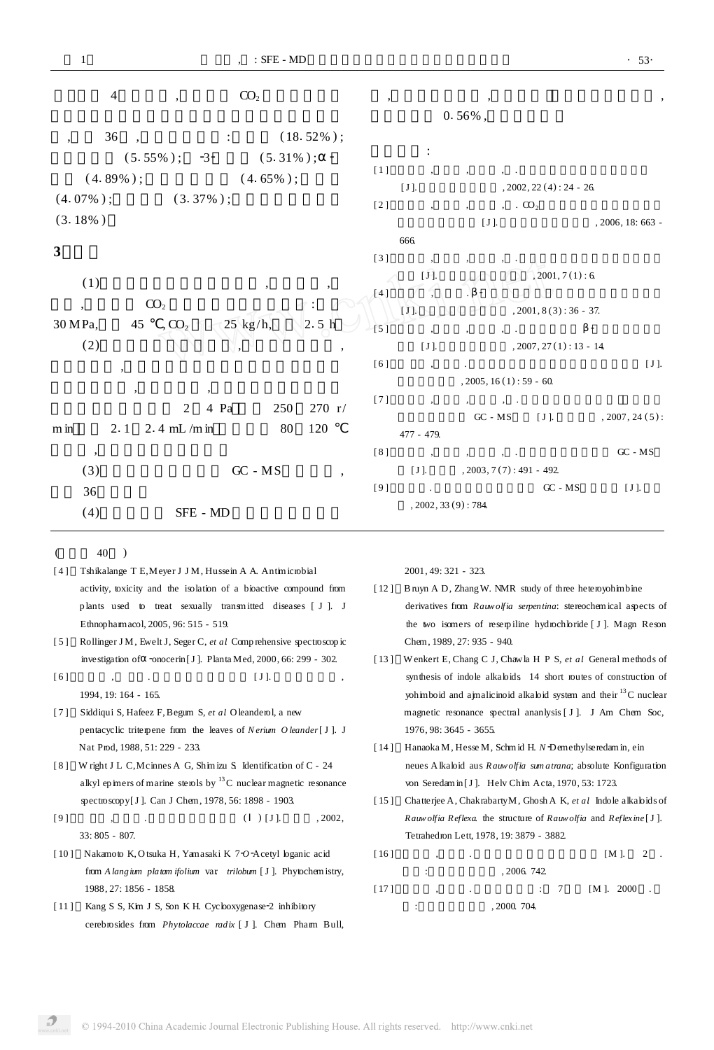4 , $CO_2$

, 36 , : (18.52%);

(5.55%); -3- (5.31%); α-

(4.89%); (4.65%);

(4.07%); (3.37%);

(3.18%)

, , ,

0.56%,

## 3

(1) , ,

, $CO_2$ :

30 MPa, 45 ℃, $CO_2$ 25 kg/h, 2.5 h

(2) , ,

,

, ,

2 4 Pa 250 270 r/min 2.1 2.4 mL/min 80 120 ℃

,

(3) GC - MS ,

36

(4) SFE - MD

:

[1] , , , . [J]. , 2002, 22(4): 24 - 26.

[2] , , , . $CO_2$ [J]. , 2006, 18: 663 - 666.

[3] , , , . [J]. , 2001, 7(1): 6.

[4] , . β- [J]. , 2001, 8(3): 36 - 37.

[5] , , , . β- [J]. , 2007, 27(1): 13 - 14.

[6] , . [J]. , 2005, 16(1): 59 - 60.

[7] , , , . GC - MS [J]. , 2007, 24(5): 477 - 479.

[8] , , , . GC - MS [J]. , 2003, 7(7): 491 - 492.

[9] . GC - MS [J]. , 2002, 33(9): 784.

( 40 )

[4] Tshikalange T E, Meyer J J M, Hussein A A. Antimicrobial activity, toxicity and the isolation of a bioactive compound from plants used to treat sexually transmitted diseases [J]. J Ethnopharmacol, 2005, 96: 515 - 519.

[5] Rollinger J M, Ewelt J, Seger C, *et al* Comprehensive spectroscopic investigation of α-onocerin [J]. Planta Med, 2000, 66: 299 - 302.

[6] , . [J]. , 1994, 19: 164 - 165.

[7] Siddiqui S, Hafeez F, Begum S, *et al* Oleanderol, a new pentacyclic triterpene from the leaves of *Nerium Oleander* [J]. J Nat Prod, 1988, 51: 229 - 233.

[8] Wright J L C, Mcinnes A G, Shimizu S. Identification of C - 24 alkyl epimers of marine sterols by $^{13}C$ nuclear magnetic resonance spectroscopy [J]. Can J Chem, 1978, 56: 1898 - 1903.

[9] , . (Ⅰ) [J]. , 2002, 33: 805 - 807.

[10] Nakamoto K, Otsuka H, Yamasaki K. 7-*O*-Acetyl loganic acid from *Alangium platanifolium* var. *trilobum* [J]. Phytochemistry, 1988, 27: 1856 - 1858.

[11] Kang S S, Kim J S, Son K H. Cyclooxygenase-2 inhibitory cerebrosides from *Phytolaccae radix* [J]. Chem Pharm Bull, 2001, 49: 321 - 323.

[12] Bruyn A D, Zhang W. NMR study of three heteroyohimbine derivatives from *Rauwolfia serpentina*: stereochemical aspects of the two isomers of reserpiline hydrochloride [J]. Magn Reson Chem, 1989, 27: 935 - 940.

[13] Wenkert E, Chang C J, Chawla H P S, *et al* General methods of synthesis of indole alkaloids 14 short routes of construction of yohimboid and ajmalicinoid alkaloid system and their $^{13}C$ nuclear magnetic resonance spectral ananlysis [J]. J Am Chem Soc, 1976, 98: 3645 - 3655.

[14] Hanaoka M, Hesse M, Schmid H. *N*-Demethylseredamin, ein neues Alkaloid aus *Rauwolfia sumatrana*; absolute Konfiguration von Seredamin [J]. Helv Chim Acta, 1970, 53: 1723.

[15] Chatterjee A, Chakrabarty M, Ghosh A K, *et al* Indole alkaloids of *Rauwolfia Reflexa*. the structure of *Rauwolfia* and *Reflexine* [J]. Tetrahedron Lett, 1978, 19: 3879 - 3882.

[16] , . [M]. 2 . : , 2006. 742.

[17] , . : 7 [M]. 2000 . : , 2000. 704.